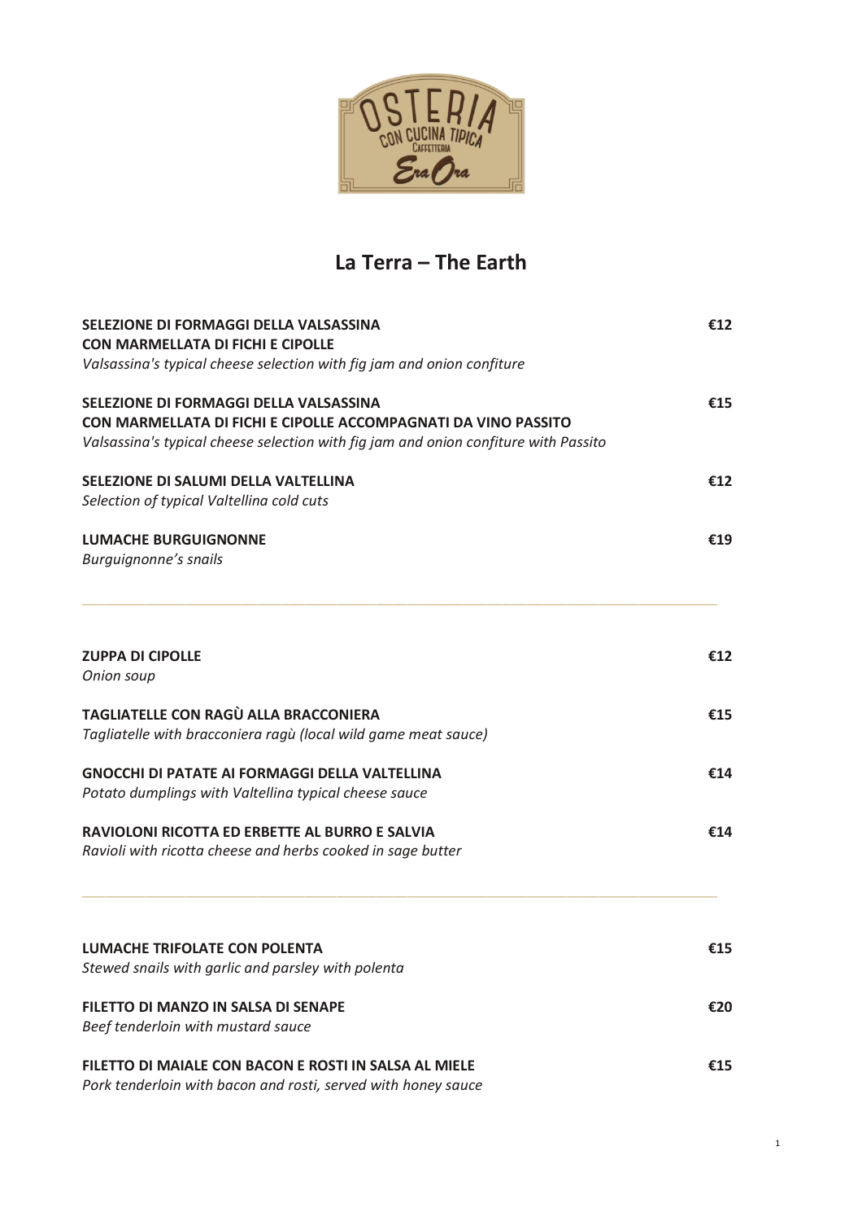# La Terra – The Earth

**SELEZIONE DI FORMAGGI DELLA VALSASSINA**
**CON MARMELLATA DI FICHI E CIPOLLE** **€12**
*Valsassina's typical cheese selection with fig jam and onion confiture*

**SELEZIONE DI FORMAGGI DELLA VALSASSINA**
**CON MARMELLATA DI FICHI E CIPOLLE ACCOMPAGNATI DA VINO PASSITO** **€15**
*Valsassina's typical cheese selection with fig jam and onion confiture with Passito*

**SELEZIONE DI SALUMI DELLA VALTELLINA** **€12**
*Selection of typical Valtellina cold cuts*

**LUMACHE BURGUIGNONNE** **€19**
*Burguignonne's snails*

---

**ZUPPA DI CIPOLLE** **€12**
*Onion soup*

**TAGLIATELLE CON RAGÙ ALLA BRACCONIERA** **€15**
*Tagliatelle with bracconiera ragù (local wild game meat sauce)*

**GNOCCHI DI PATATE AI FORMAGGI DELLA VALTELLINA** **€14**
*Potato dumplings with Valtellina typical cheese sauce*

**RAVIOLONI RICOTTA ED ERBETTE AL BURRO E SALVIA** **€14**
*Ravioli with ricotta cheese and herbs cooked in sage butter*

---

**LUMACHE TRIFOLATE CON POLENTA** **€15**
*Stewed snails with garlic and parsley with polenta*

**FILETTO DI MANZO IN SALSA DI SENAPE** **€20**
*Beef tenderloin with mustard sauce*

**FILETTO DI MAIALE CON BACON E ROSTI IN SALSA AL MIELE** **€15**
*Pork tenderloin with bacon and rosti, served with honey sauce*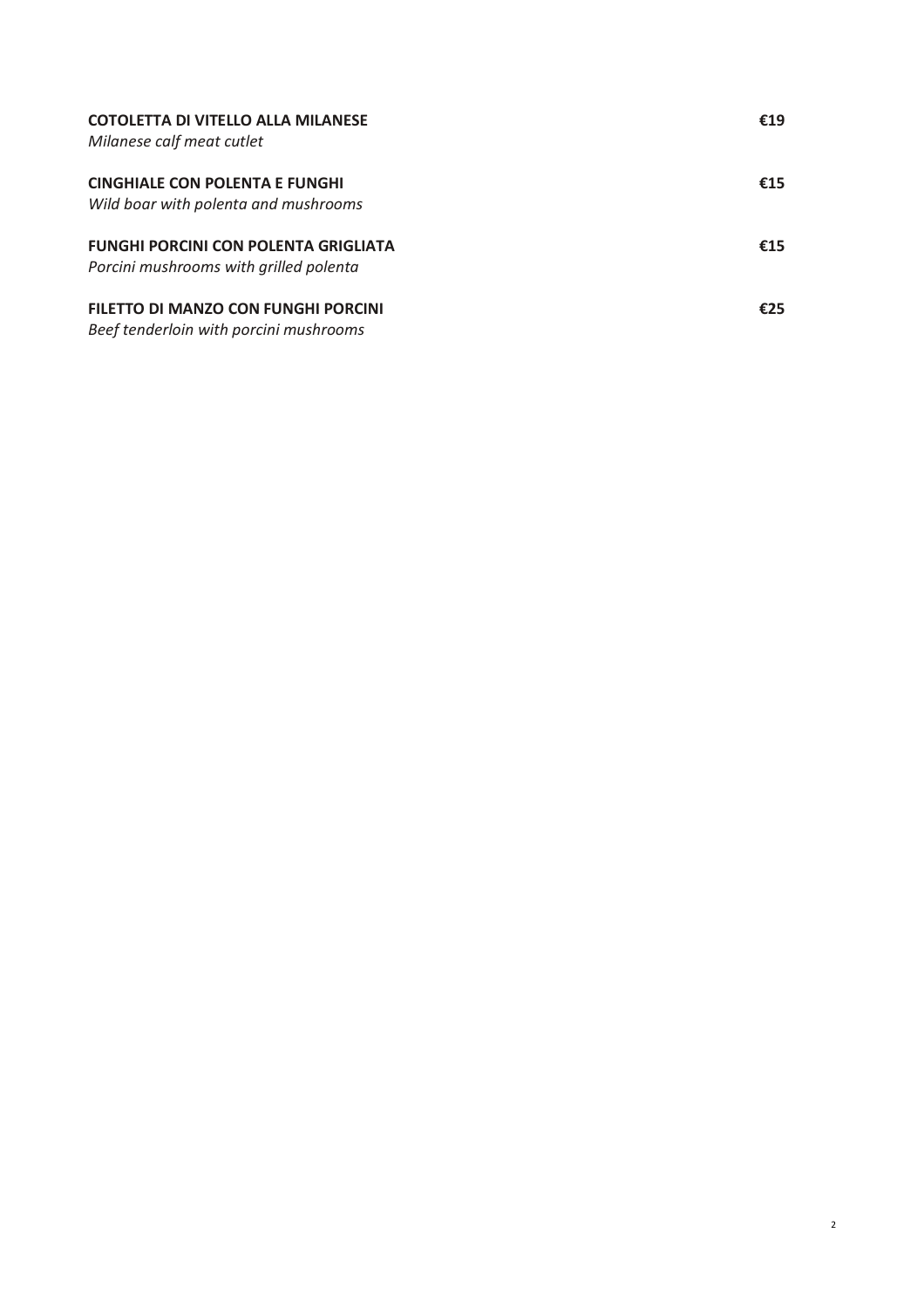**COTOLETTA DI VITELLO ALLA MILANESE** €19
*Milanese calf meat cutlet*

**CINGHIALE CON POLENTA E FUNGHI** €15
*Wild boar with polenta and mushrooms*

**FUNGHI PORCINI CON POLENTA GRIGLIATA** €15
*Porcini mushrooms with grilled polenta*

**FILETTO DI MANZO CON FUNGHI PORCINI** €25
*Beef tenderloin with porcini mushrooms*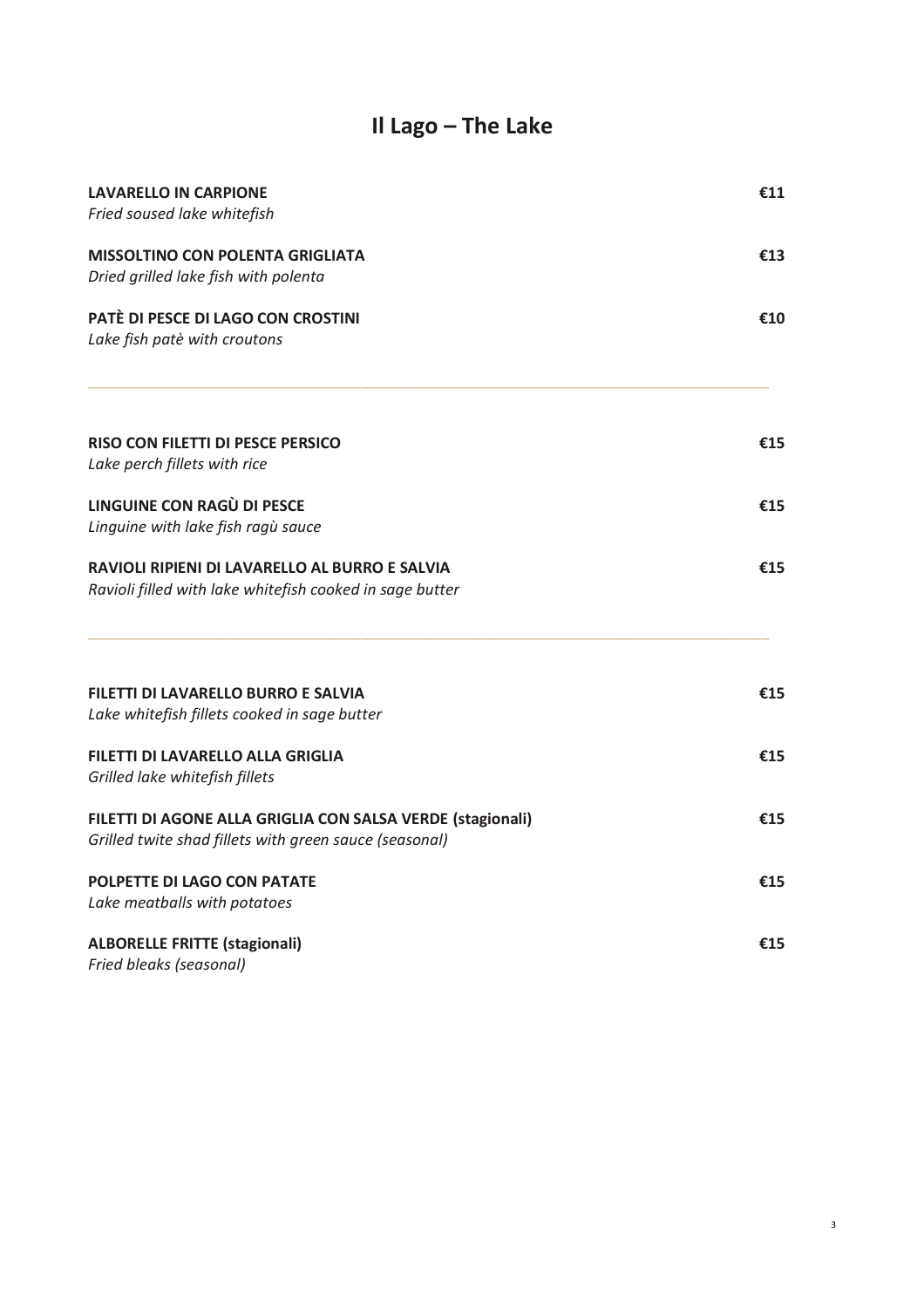# Il Lago – The Lake

**LAVARELLO IN CARPIONE** **€11**
*Fried soused lake whitefish*

**MISSOLTINO CON POLENTA GRIGLIATA** **€13**
*Dried grilled lake fish with polenta*

**PATÈ DI PESCE DI LAGO CON CROSTINI** **€10**
*Lake fish patè with croutons*

---

**RISO CON FILETTI DI PESCE PERSICO** **€15**
*Lake perch fillets with rice*

**LINGUINE CON RAGÙ DI PESCE** **€15**
*Linguine with lake fish ragù sauce*

**RAVIOLI RIPIENI DI LAVARELLO AL BURRO E SALVIA** **€15**
*Ravioli filled with lake whitefish cooked in sage butter*

---

**FILETTI DI LAVARELLO BURRO E SALVIA** **€15**
*Lake whitefish fillets cooked in sage butter*

**FILETTI DI LAVARELLO ALLA GRIGLIA** **€15**
*Grilled lake whitefish fillets*

**FILETTI DI AGONE ALLA GRIGLIA CON SALSA VERDE (stagionali)** **€15**
*Grilled twite shad fillets with green sauce (seasonal)*

**POLPETTE DI LAGO CON PATATE** **€15**
*Lake meatballs with potatoes*

**ALBORELLE FRITTE (stagionali)** **€15**
*Fried bleaks (seasonal)*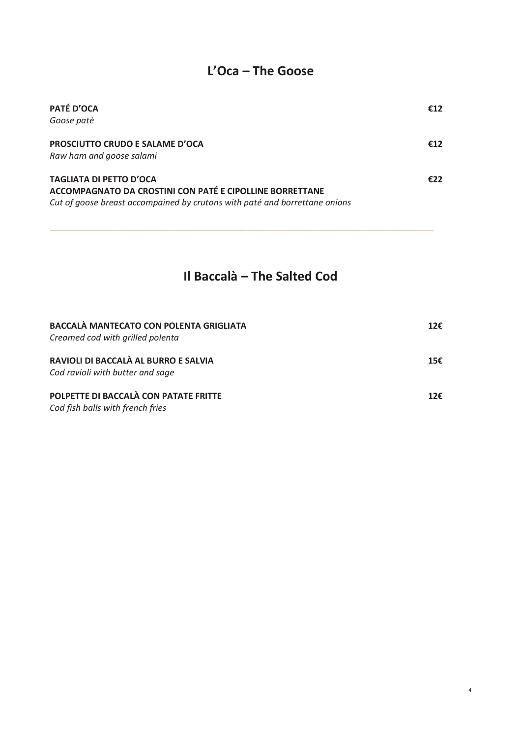## L'Oca – The Goose

**PATÉ D'OCA** **€12**
*Goose patè*

**PROSCIUTTO CRUDO E SALAME D'OCA** **€12**
*Raw ham and goose salami*

**TAGLIATA DI PETTO D'OCA** **€22**
**ACCOMPAGNATO DA CROSTINI CON PATÉ E CIPOLLINE BORRETTANE**
*Cut of goose breast accompained by crutons with paté and borrettane onions*

---

## Il Baccalà – The Salted Cod

**BACCALÀ MANTECATO CON POLENTA GRIGLIATA** **12€**
*Creamed cod with grilled polenta*

**RAVIOLI DI BACCALÀ AL BURRO E SALVIA** **15€**
*Cod ravioli with butter and sage*

**POLPETTE DI BACCALÀ CON PATATE FRITTE** **12€**
*Cod fish balls with french fries*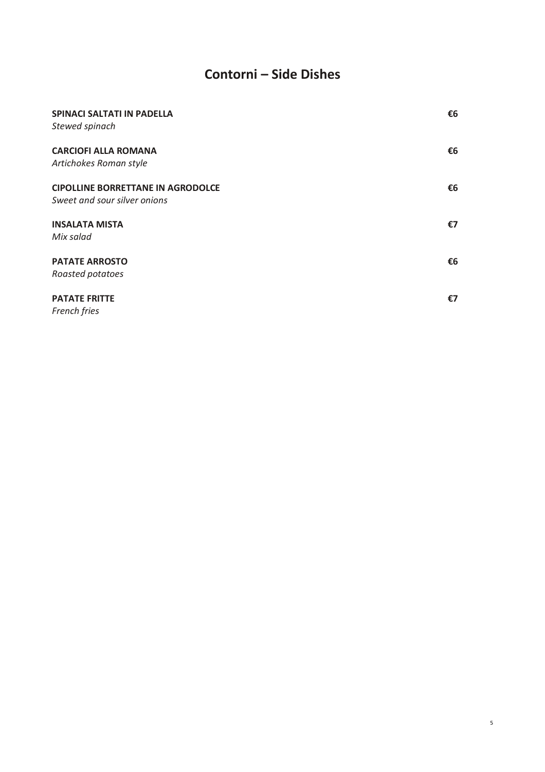# Contorni – Side Dishes

**SPINACI SALTATI IN PADELLA** **€6**
*Stewed spinach*

**CARCIOFI ALLA ROMANA** **€6**
*Artichokes Roman style*

**CIPOLLINE BORRETTANE IN AGRODOLCE** **€6**
*Sweet and sour silver onions*

**INSALATA MISTA** **€7**
*Mix salad*

**PATATE ARROSTO** **€6**
*Roasted potatoes*

**PATATE FRITTE** **€7**
*French fries*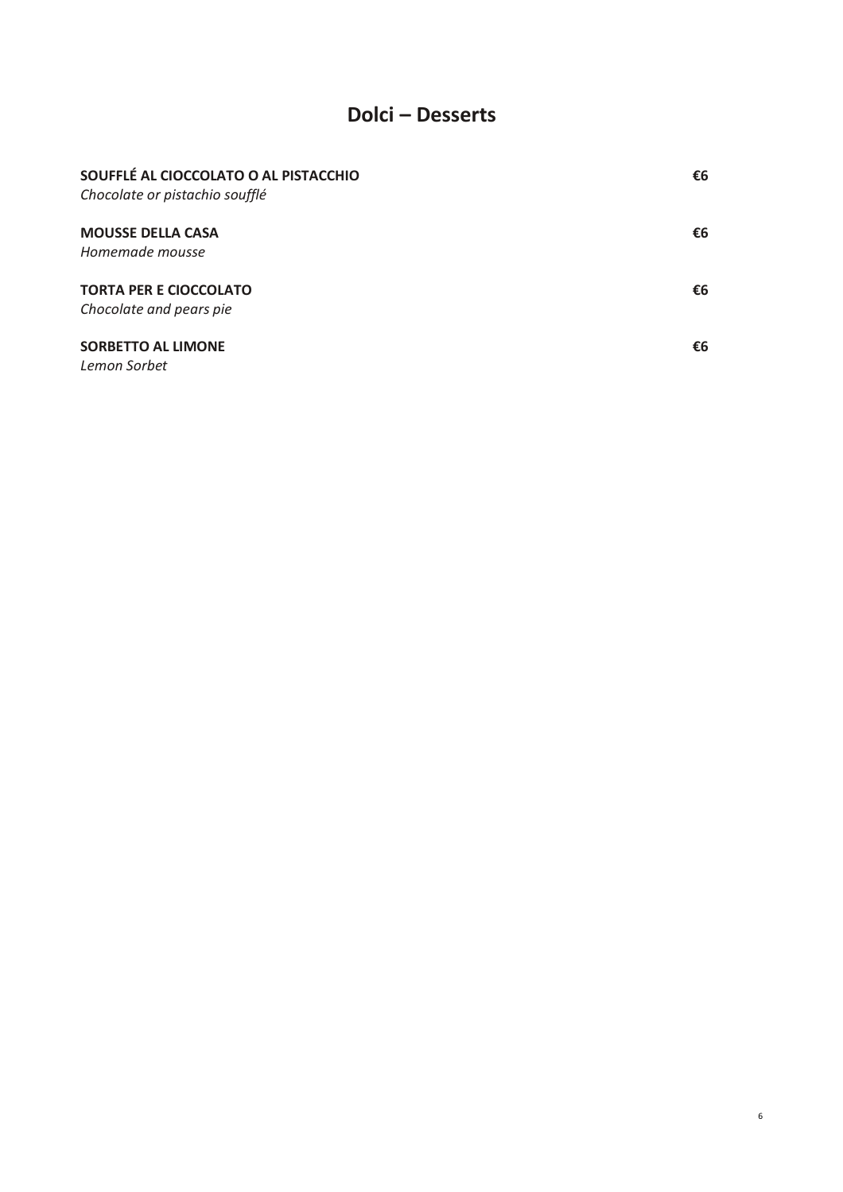# Dolci – Desserts

**SOUFFLÉ AL CIOCCOLATO O AL PISTACCHIO** **€6**
*Chocolate or pistachio soufflé*

**MOUSSE DELLA CASA** **€6**
*Homemade mousse*

**TORTA PER E CIOCCOLATO** **€6**
*Chocolate and pears pie*

**SORBETTO AL LIMONE** **€6**
*Lemon Sorbet*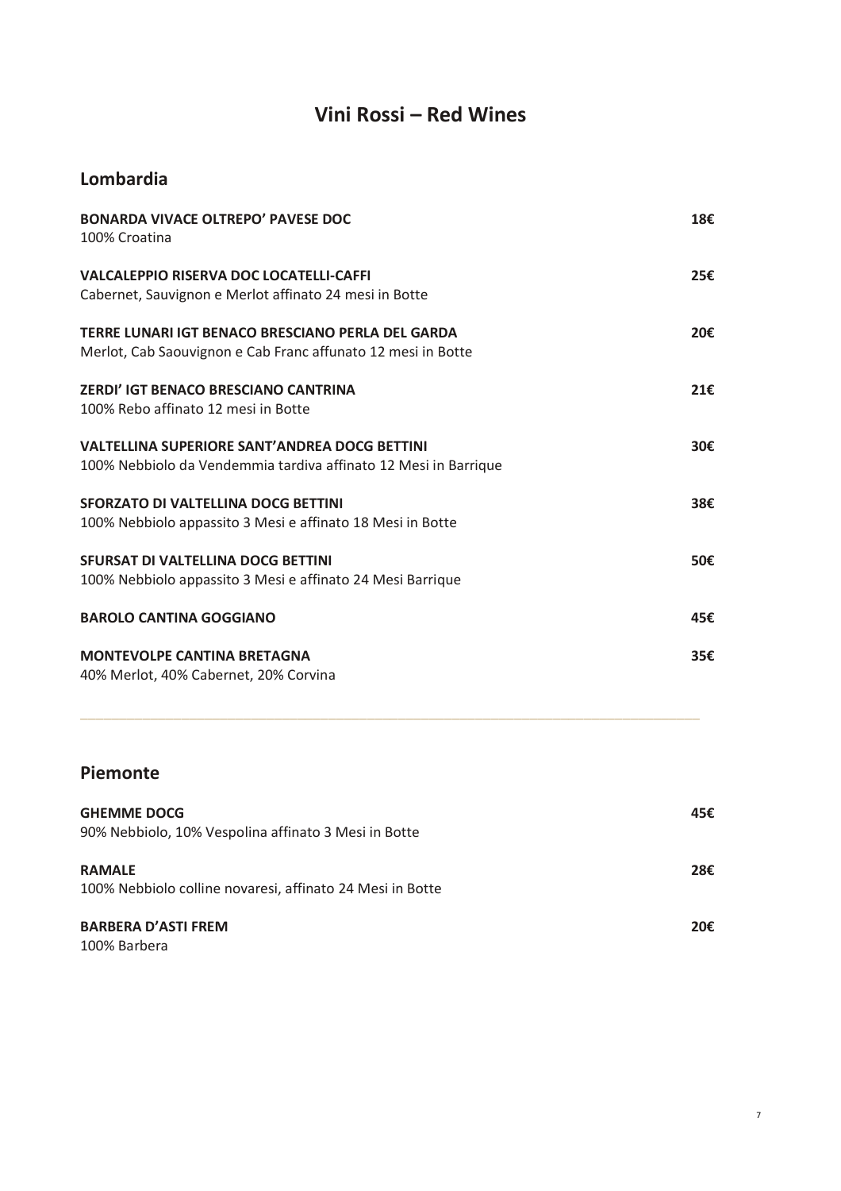# Vini Rossi – Red Wines

## Lombardia

**BONARDA VIVACE OLTREPO' PAVESE DOC** **18€**
100% Croatina

**VALCALEPPIO RISERVA DOC LOCATELLI-CAFFI** **25€**
Cabernet, Sauvignon e Merlot affinato 24 mesi in Botte

**TERRE LUNARI IGT BENACO BRESCIANO PERLA DEL GARDA** **20€**
Merlot, Cab Saouvignon e Cab Franc affunato 12 mesi in Botte

**ZERDI' IGT BENACO BRESCIANO CANTRINA** **21€**
100% Rebo affinato 12 mesi in Botte

**VALTELLINA SUPERIORE SANT'ANDREA DOCG BETTINI** **30€**
100% Nebbiolo da Vendemmia tardiva affinato 12 Mesi in Barrique

**SFORZATO DI VALTELLINA DOCG BETTINI** **38€**
100% Nebbiolo appassito 3 Mesi e affinato 18 Mesi in Botte

**SFURSAT DI VALTELLINA DOCG BETTINI** **50€**
100% Nebbiolo appassito 3 Mesi e affinato 24 Mesi Barrique

**BAROLO CANTINA GOGGIANO** **45€**

**MONTEVOLPE CANTINA BRETAGNA** **35€**
40% Merlot, 40% Cabernet, 20% Corvina

---

## Piemonte

**GHEMME DOCG** **45€**
90% Nebbiolo, 10% Vespolina affinato 3 Mesi in Botte

**RAMALE** **28€**
100% Nebbiolo colline novaresi, affinato 24 Mesi in Botte

**BARBERA D'ASTI FREM** **20€**
100% Barbera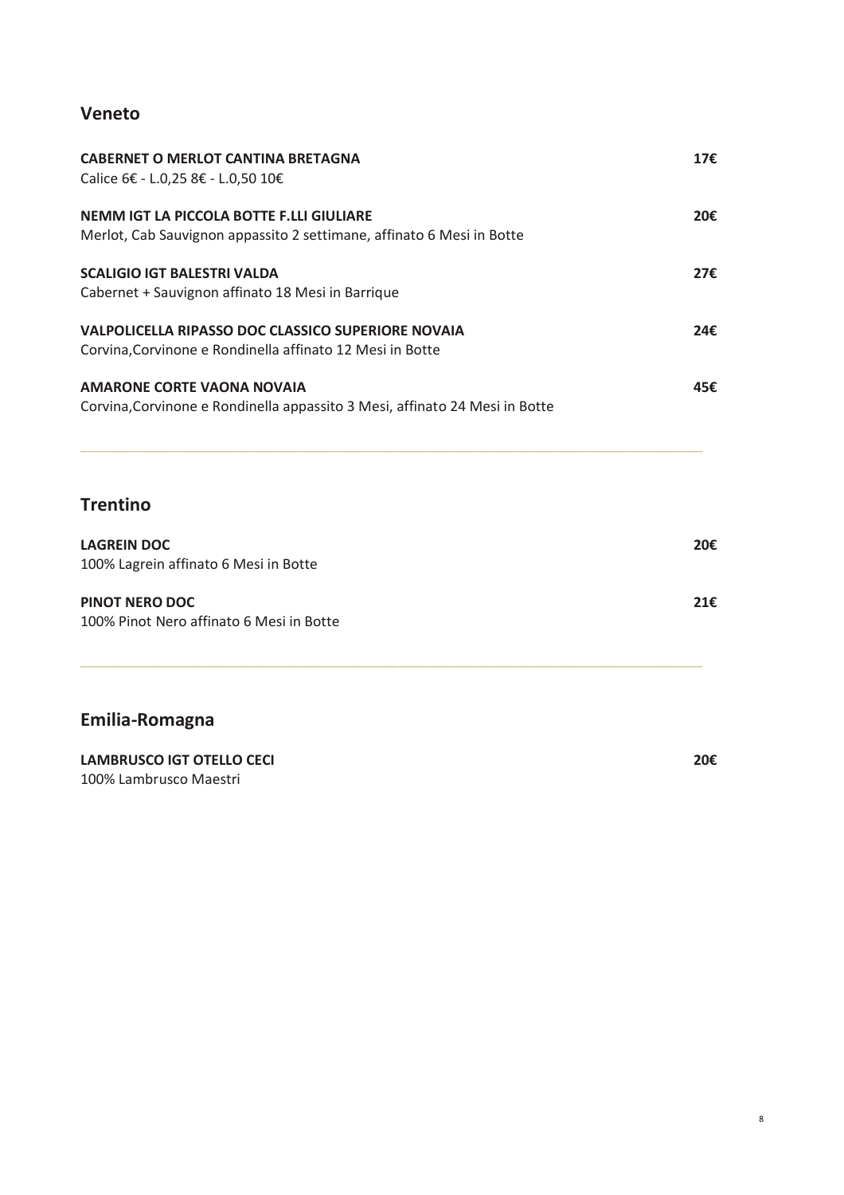## Veneto

**CABERNET O MERLOT CANTINA BRETAGNA** **17€**
Calice 6€ - L.0,25 8€ - L.0,50 10€

**NEMM IGT LA PICCOLA BOTTE F.LLI GIULIARE** **20€**
Merlot, Cab Sauvignon appassito 2 settimane, affinato 6 Mesi in Botte

**SCALIGIO IGT BALESTRI VALDA** **27€**
Cabernet + Sauvignon affinato 18 Mesi in Barrique

**VALPOLICELLA RIPASSO DOC CLASSICO SUPERIORE NOVAIA** **24€**
Corvina,Corvinone e Rondinella affinato 12 Mesi in Botte

**AMARONE CORTE VAONA NOVAIA** **45€**
Corvina,Corvinone e Rondinella appassito 3 Mesi, affinato 24 Mesi in Botte

---

## Trentino

**LAGREIN DOC** **20€**
100% Lagrein affinato 6 Mesi in Botte

**PINOT NERO DOC** **21€**
100% Pinot Nero affinato 6 Mesi in Botte

---

## Emilia-Romagna

**LAMBRUSCO IGT OTELLO CECI** **20€**
100% Lambrusco Maestri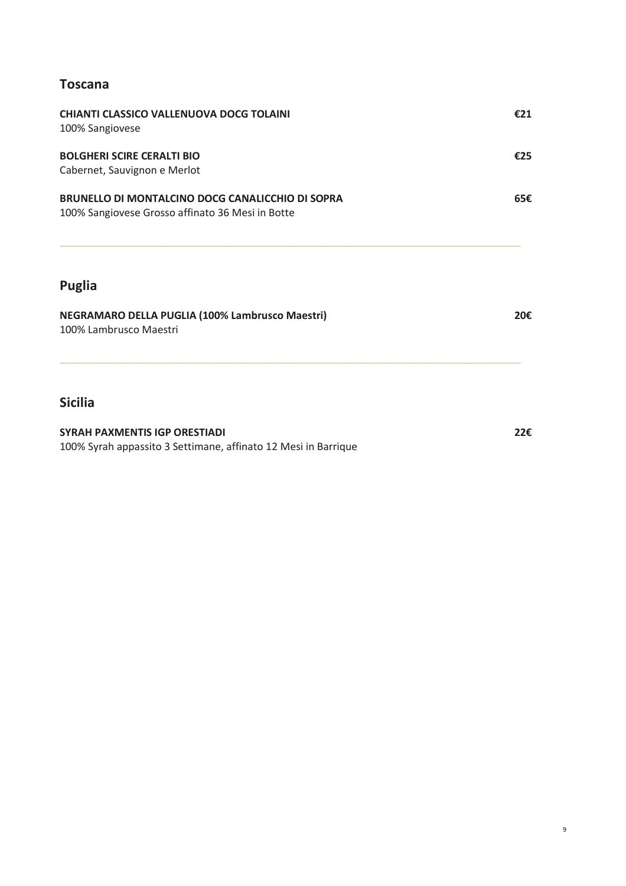## Toscana

**CHIANTI CLASSICO VALLENUOVA DOCG TOLAINI** **€21**
100% Sangiovese

**BOLGHERI SCIRE CERALTI BIO** **€25**
Cabernet, Sauvignon e Merlot

**BRUNELLO DI MONTALCINO DOCG CANALICCHIO DI SOPRA** **65€**
100% Sangiovese Grosso affinato 36 Mesi in Botte

---

## Puglia

**NEGRAMARO DELLA PUGLIA (100% Lambrusco Maestri)** **20€**
100% Lambrusco Maestri

---

## Sicilia

**SYRAH PAXMENTIS IGP ORESTIADI** **22€**
100% Syrah appassito 3 Settimane, affinato 12 Mesi in Barrique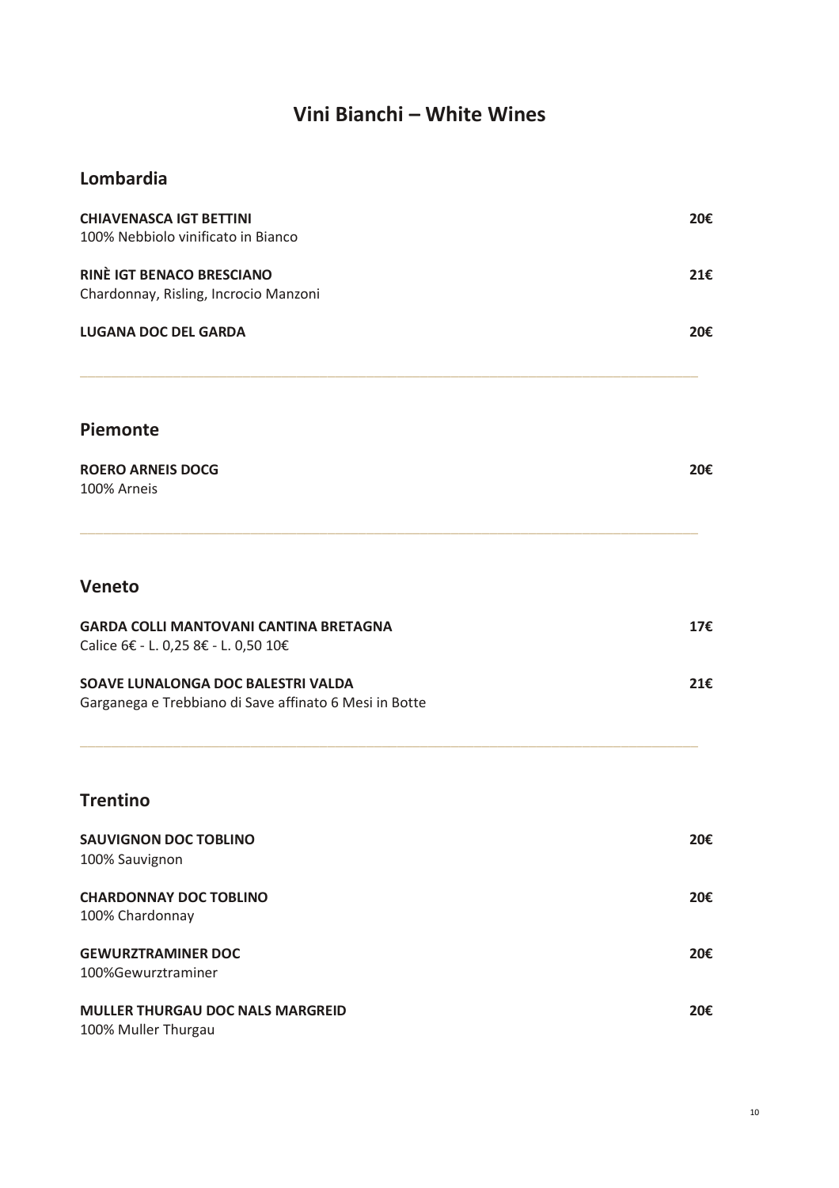# Vini Bianchi – White Wines

## Lombardia

**CHIAVENASCA IGT BETTINI** **20€**
100% Nebbiolo vinificato in Bianco

**RINÈ IGT BENACO BRESCIANO** **21€**
Chardonnay, Risling, Incrocio Manzoni

**LUGANA DOC DEL GARDA** **20€**

---

## Piemonte

**ROERO ARNEIS DOCG** **20€**
100% Arneis

---

## Veneto

**GARDA COLLI MANTOVANI CANTINA BRETAGNA** **17€**
Calice 6€ - L. 0,25 8€ - L. 0,50 10€

**SOAVE LUNALONGA DOC BALESTRI VALDA** **21€**
Garganega e Trebbiano di Save affinato 6 Mesi in Botte

---

## Trentino

**SAUVIGNON DOC TOBLINO** **20€**
100% Sauvignon

**CHARDONNAY DOC TOBLINO** **20€**
100% Chardonnay

**GEWURZTRAMINER DOC** **20€**
100%Gewurztraminer

**MULLER THURGAU DOC NALS MARGREID** **20€**
100% Muller Thurgau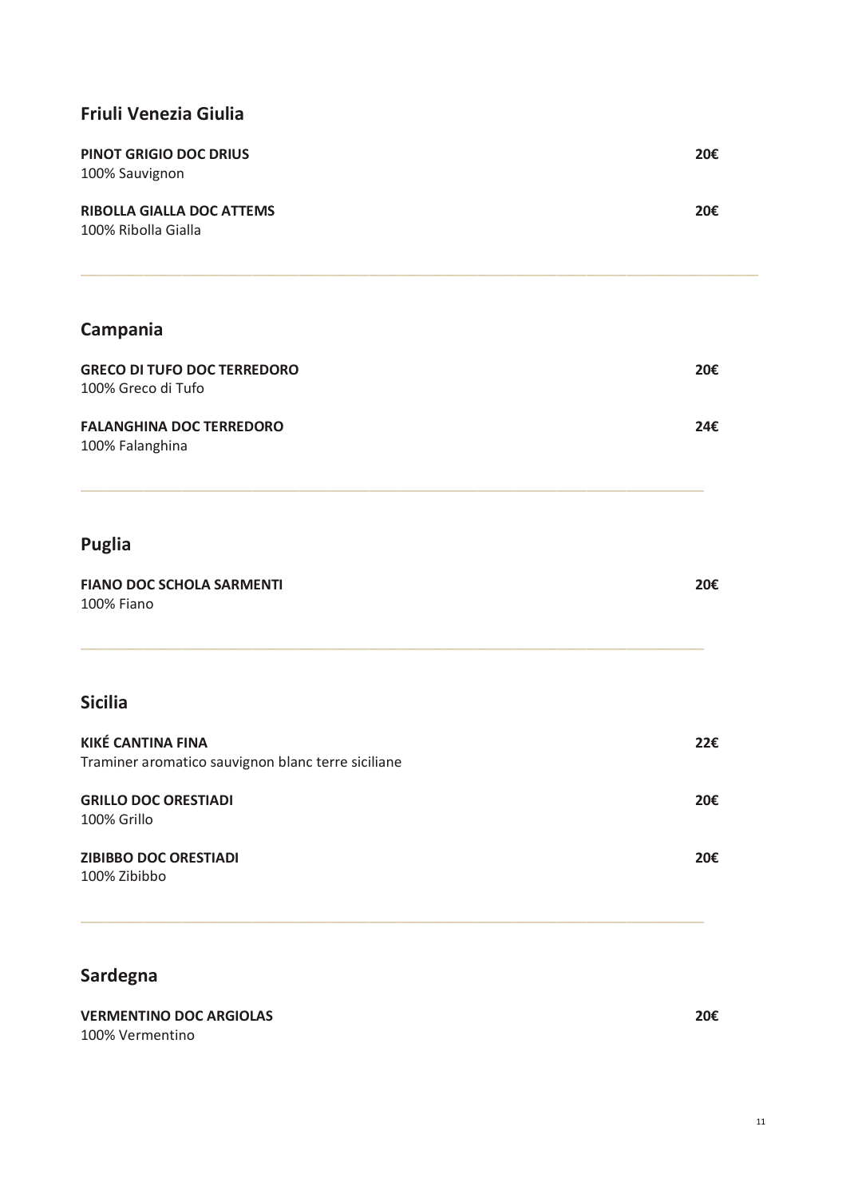## Friuli Venezia Giulia

**PINOT GRIGIO DOC DRIUS** **20€**
100% Sauvignon

**RIBOLLA GIALLA DOC ATTEMS** **20€**
100% Ribolla Gialla

---

## Campania

**GRECO DI TUFO DOC TERREDORO** **20€**
100% Greco di Tufo

**FALANGHINA DOC TERREDORO** **24€**
100% Falanghina

---

## Puglia

**FIANO DOC SCHOLA SARMENTI** **20€**
100% Fiano

---

## Sicilia

**KIKÉ CANTINA FINA** **22€**
Traminer aromatico sauvignon blanc terre siciliane

**GRILLO DOC ORESTIADI** **20€**
100% Grillo

**ZIBIBBO DOC ORESTIADI** **20€**
100% Zibibbo

---

## Sardegna

**VERMENTINO DOC ARGIOLAS** **20€**
100% Vermentino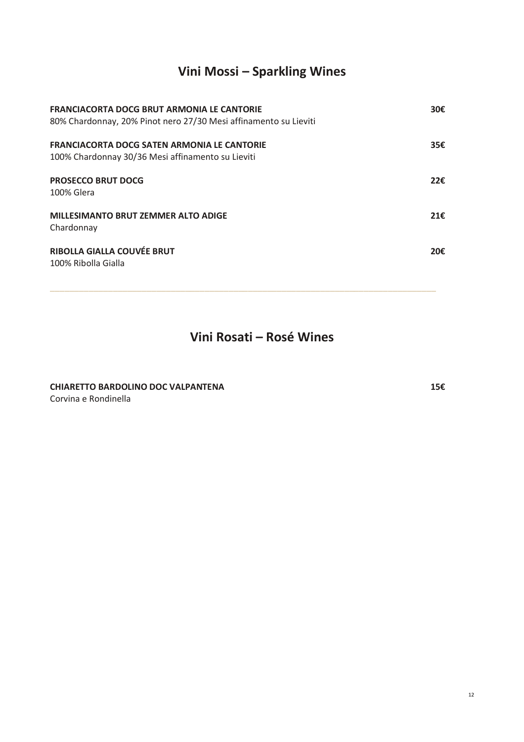# Vini Mossi – Sparkling Wines

**FRANCIACORTA DOCG BRUT ARMONIA LE CANTORIE** **30€**
80% Chardonnay, 20% Pinot nero 27/30 Mesi affinamento su Lieviti

**FRANCIACORTA DOCG SATEN ARMONIA LE CANTORIE** **35€**
100% Chardonnay 30/36 Mesi affinamento su Lieviti

**PROSECCO BRUT DOCG** **22€**
100% Glera

**MILLESIMANTO BRUT ZEMMER ALTO ADIGE** **21€**
Chardonnay

**RIBOLLA GIALLA COUVÉE BRUT** **20€**
100% Ribolla Gialla

---

# Vini Rosati – Rosé Wines

**CHIARETTO BARDOLINO DOC VALPANTENA** **15€**
Corvina e Rondinella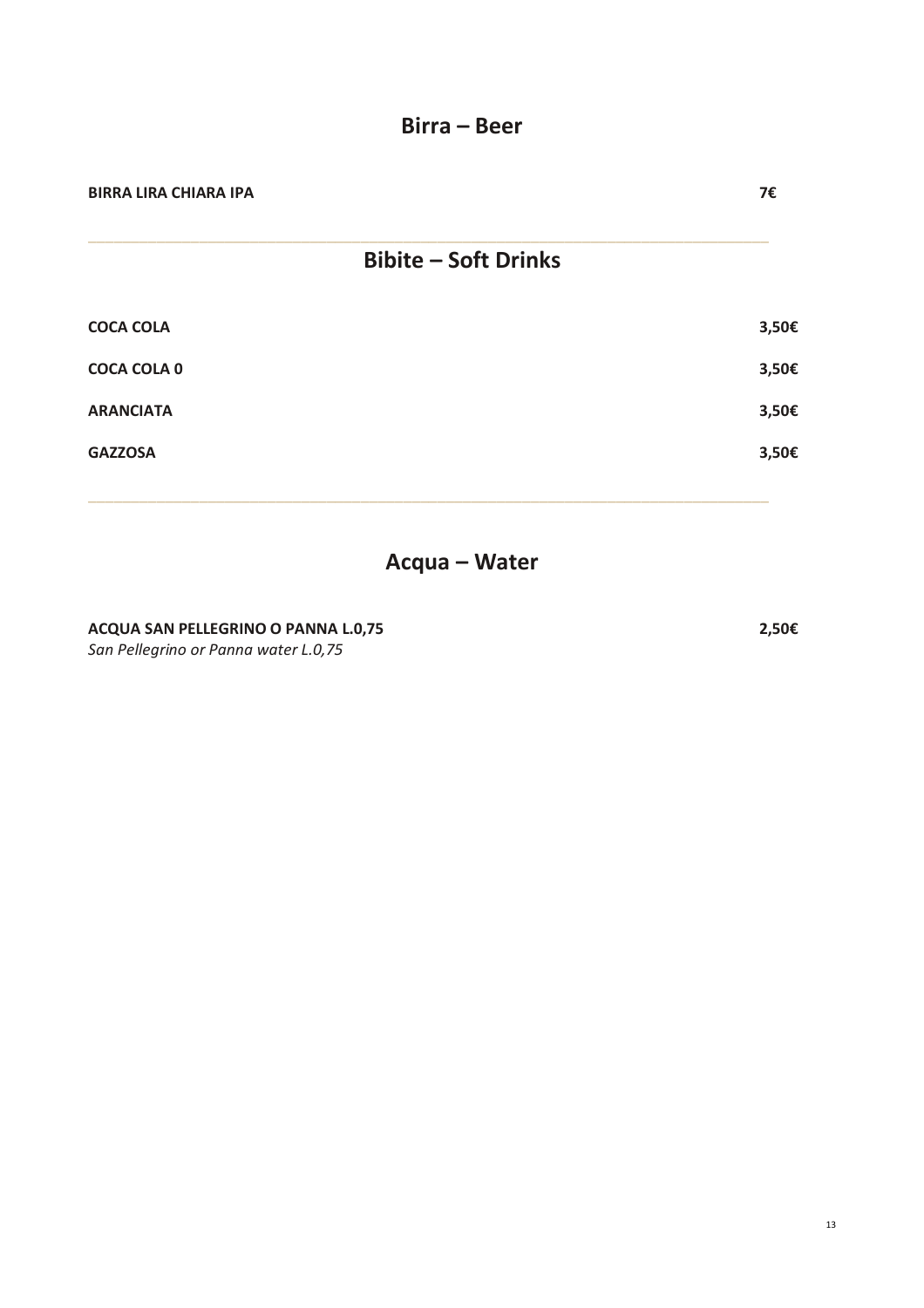## Birra – Beer

**BIRRA LIRA CHIARA IPA** **7€**

---

## Bibite – Soft Drinks

**COCA COLA** **3,50€**

**COCA COLA 0** **3,50€**

**ARANCIATA** **3,50€**

**GAZZOSA** **3,50€**

---

## Acqua – Water

**ACQUA SAN PELLEGRINO O PANNA L.0,75** **2,50€**
*San Pellegrino or Panna water L.0,75*